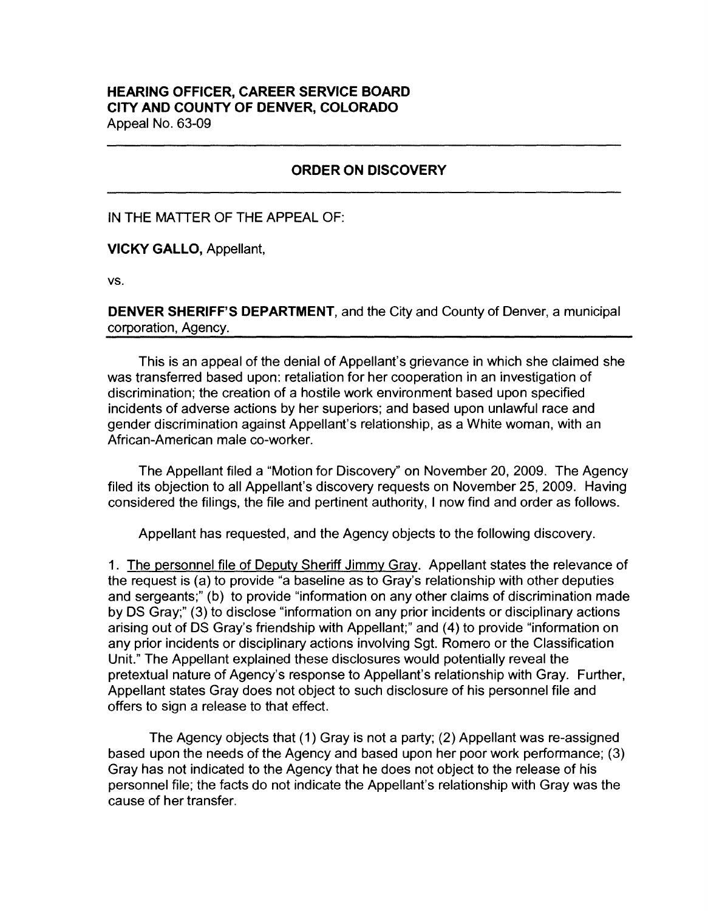**HEARING OFFICER, CAREER SERVICE BOARD**
**CITY AND COUNTY OF DENVER, COLORADO**
Appeal No. 63-09

---

## ORDER ON DISCOVERY

---

IN THE MATTER OF THE APPEAL OF:

**VICKY GALLO,** Appellant,

vs.

**DENVER SHERIFF'S DEPARTMENT,** and the City and County of Denver, a municipal corporation, Agency.

---

This is an appeal of the denial of Appellant's grievance in which she claimed she was transferred based upon: retaliation for her cooperation in an investigation of discrimination; the creation of a hostile work environment based upon specified incidents of adverse actions by her superiors; and based upon unlawful race and gender discrimination against Appellant's relationship, as a White woman, with an African-American male co-worker.

The Appellant filed a "Motion for Discovery" on November 20, 2009. The Agency filed its objection to all Appellant's discovery requests on November 25, 2009. Having considered the filings, the file and pertinent authority, I now find and order as follows.

Appellant has requested, and the Agency objects to the following discovery.

1. <u>The personnel file of Deputy Sheriff Jimmy Gray</u>. Appellant states the relevance of the request is (a) to provide "a baseline as to Gray's relationship with other deputies and sergeants;" (b) to provide "information on any other claims of discrimination made by DS Gray;" (3) to disclose "information on any prior incidents or disciplinary actions arising out of DS Gray's friendship with Appellant;" and (4) to provide "information on any prior incidents or disciplinary actions involving Sgt. Romero or the Classification Unit." The Appellant explained these disclosures would potentially reveal the pretextual nature of Agency's response to Appellant's relationship with Gray. Further, Appellant states Gray does not object to such disclosure of his personnel file and offers to sign a release to that effect.

The Agency objects that (1) Gray is not a party; (2) Appellant was re-assigned based upon the needs of the Agency and based upon her poor work performance; (3) Gray has not indicated to the Agency that he does not object to the release of his personnel file; the facts do not indicate the Appellant's relationship with Gray was the cause of her transfer.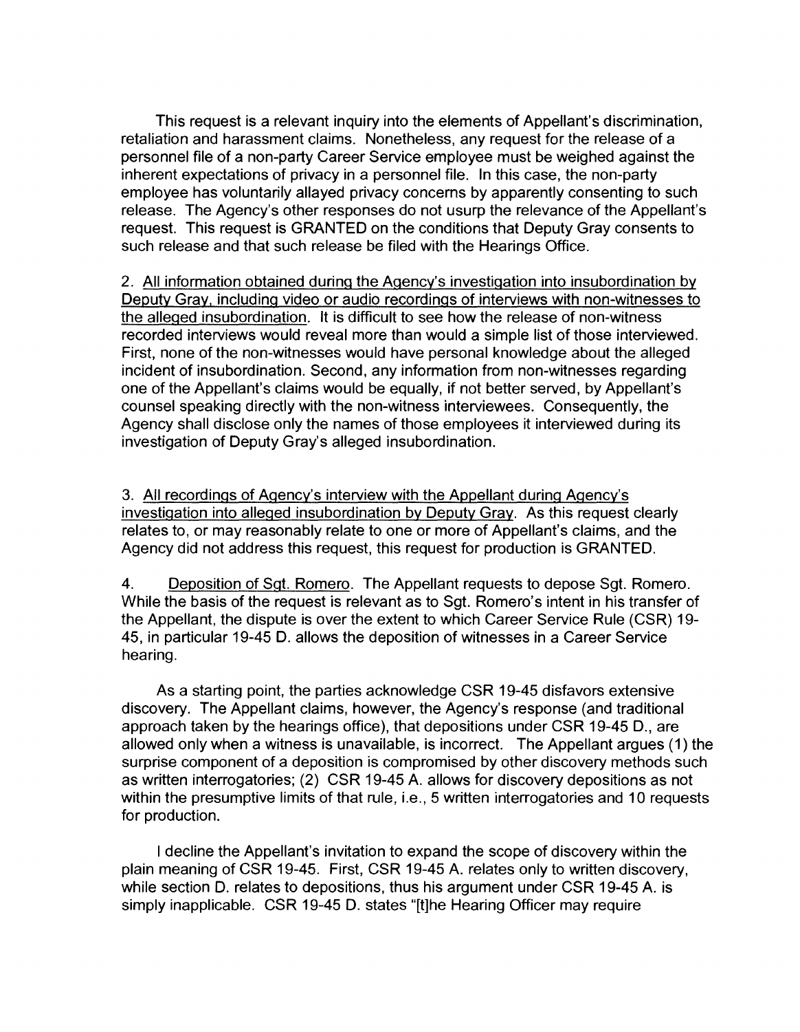This request is a relevant inquiry into the elements of Appellant's discrimination, retaliation and harassment claims. Nonetheless, any request for the release of a personnel file of a non-party Career Service employee must be weighed against the inherent expectations of privacy in a personnel file. In this case, the non-party employee has voluntarily allayed privacy concerns by apparently consenting to such release. The Agency's other responses do not usurp the relevance of the Appellant's request. This request is GRANTED on the conditions that Deputy Gray consents to such release and that such release be filed with the Hearings Office.

2. <u>All information obtained during the Agency's investigation into insubordination by Deputy Gray, including video or audio recordings of interviews with non-witnesses to the alleged insubordination</u>. It is difficult to see how the release of non-witness recorded interviews would reveal more than would a simple list of those interviewed. First, none of the non-witnesses would have personal knowledge about the alleged incident of insubordination. Second, any information from non-witnesses regarding one of the Appellant's claims would be equally, if not better served, by Appellant's counsel speaking directly with the non-witness interviewees. Consequently, the Agency shall disclose only the names of those employees it interviewed during its investigation of Deputy Gray's alleged insubordination.

3. <u>All recordings of Agency's interview with the Appellant during Agency's investigation into alleged insubordination by Deputy Gray</u>. As this request clearly relates to, or may reasonably relate to one or more of Appellant's claims, and the Agency did not address this request, this request for production is GRANTED.

4. <u>Deposition of Sgt. Romero</u>. The Appellant requests to depose Sgt. Romero. While the basis of the request is relevant as to Sgt. Romero's intent in his transfer of the Appellant, the dispute is over the extent to which Career Service Rule (CSR) 19-45, in particular 19-45 D. allows the deposition of witnesses in a Career Service hearing.

As a starting point, the parties acknowledge CSR 19-45 disfavors extensive discovery. The Appellant claims, however, the Agency's response (and traditional approach taken by the hearings office), that depositions under CSR 19-45 D., are allowed only when a witness is unavailable, is incorrect. The Appellant argues (1) the surprise component of a deposition is compromised by other discovery methods such as written interrogatories; (2) CSR 19-45 A. allows for discovery depositions as not within the presumptive limits of that rule, i.e., 5 written interrogatories and 10 requests for production.

I decline the Appellant's invitation to expand the scope of discovery within the plain meaning of CSR 19-45. First, CSR 19-45 A. relates only to written discovery, while section D. relates to depositions, thus his argument under CSR 19-45 A. is simply inapplicable. CSR 19-45 D. states "[t]he Hearing Officer may require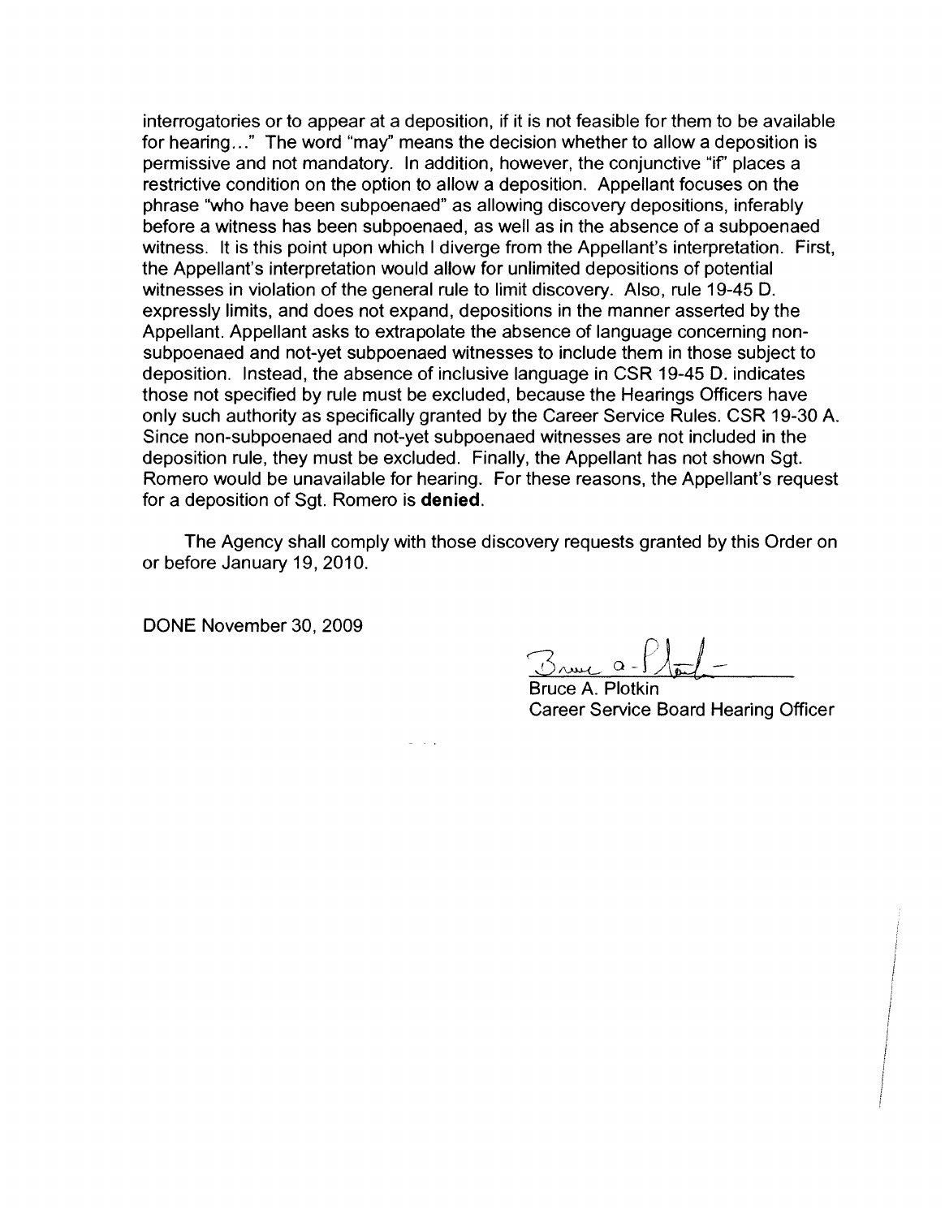interrogatories or to appear at a deposition, if it is not feasible for them to be available for hearing..." The word "may" means the decision whether to allow a deposition is permissive and not mandatory. In addition, however, the conjunctive "if" places a restrictive condition on the option to allow a deposition. Appellant focuses on the phrase "who have been subpoenaed" as allowing discovery depositions, inferably before a witness has been subpoenaed, as well as in the absence of a subpoenaed witness. It is this point upon which I diverge from the Appellant's interpretation. First, the Appellant's interpretation would allow for unlimited depositions of potential witnesses in violation of the general rule to limit discovery. Also, rule 19-45 D. expressly limits, and does not expand, depositions in the manner asserted by the Appellant. Appellant asks to extrapolate the absence of language concerning non-subpoenaed and not-yet subpoenaed witnesses to include them in those subject to deposition. Instead, the absence of inclusive language in CSR 19-45 D. indicates those not specified by rule must be excluded, because the Hearings Officers have only such authority as specifically granted by the Career Service Rules. CSR 19-30 A. Since non-subpoenaed and not-yet subpoenaed witnesses are not included in the deposition rule, they must be excluded. Finally, the Appellant has not shown Sgt. Romero would be unavailable for hearing. For these reasons, the Appellant's request for a deposition of Sgt. Romero is **denied**.

The Agency shall comply with those discovery requests granted by this Order on or before January 19, 2010.

DONE November 30, 2009

Bruce A. Plotkin
Career Service Board Hearing Officer